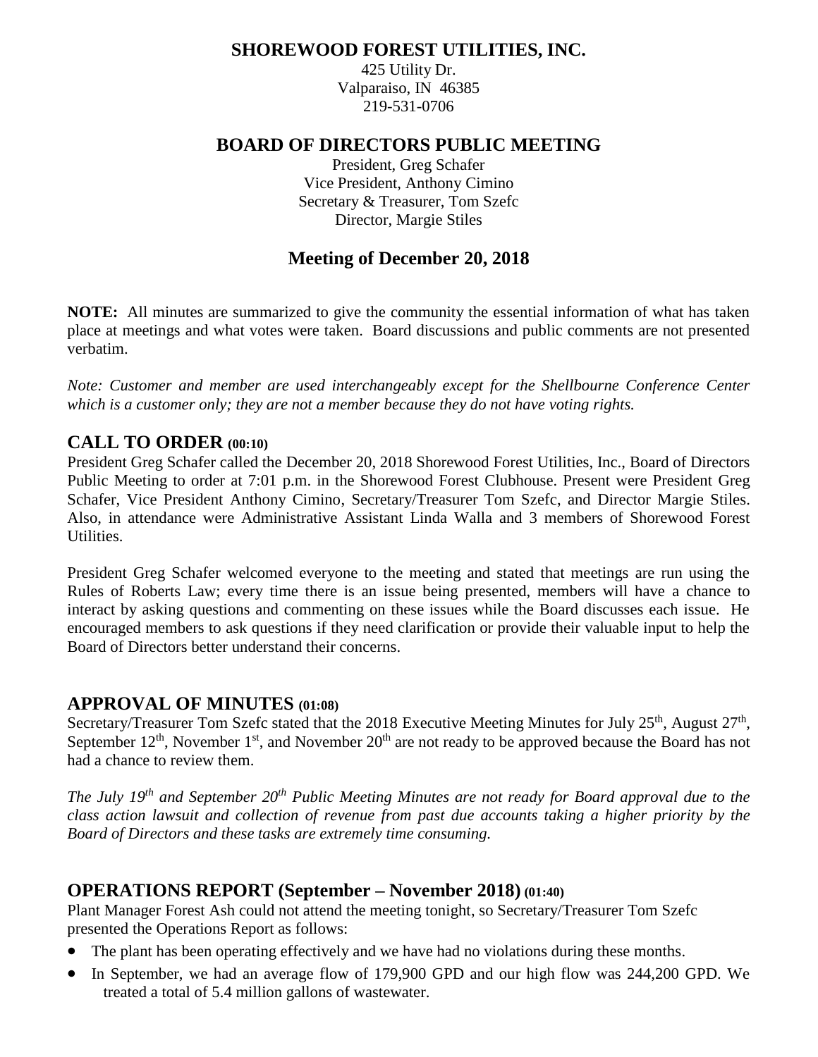# SHOREWOOD FOREST UTILITIES, INC.

425 Utility Dr.
Valparaiso, IN 46385
219-531-0706

## BOARD OF DIRECTORS PUBLIC MEETING

President, Greg Schafer
Vice President, Anthony Cimino
Secretary & Treasurer, Tom Szefc
Director, Margie Stiles

## Meeting of December 20, 2018

**NOTE:** All minutes are summarized to give the community the essential information of what has taken place at meetings and what votes were taken. Board discussions and public comments are not presented verbatim.

*Note: Customer and member are used interchangeably except for the Shellbourne Conference Center which is a customer only; they are not a member because they do not have voting rights.*

## CALL TO ORDER (00:10)

President Greg Schafer called the December 20, 2018 Shorewood Forest Utilities, Inc., Board of Directors Public Meeting to order at 7:01 p.m. in the Shorewood Forest Clubhouse. Present were President Greg Schafer, Vice President Anthony Cimino, Secretary/Treasurer Tom Szefc, and Director Margie Stiles. Also, in attendance were Administrative Assistant Linda Walla and 3 members of Shorewood Forest Utilities.

President Greg Schafer welcomed everyone to the meeting and stated that meetings are run using the Rules of Roberts Law; every time there is an issue being presented, members will have a chance to interact by asking questions and commenting on these issues while the Board discusses each issue. He encouraged members to ask questions if they need clarification or provide their valuable input to help the Board of Directors better understand their concerns.

## APPROVAL OF MINUTES (01:08)

Secretary/Treasurer Tom Szefc stated that the 2018 Executive Meeting Minutes for July 25th, August 27th, September 12th, November 1st, and November 20th are not ready to be approved because the Board has not had a chance to review them.

*The July 19th and September 20th Public Meeting Minutes are not ready for Board approval due to the class action lawsuit and collection of revenue from past due accounts taking a higher priority by the Board of Directors and these tasks are extremely time consuming.*

## OPERATIONS REPORT (September – November 2018) (01:40)

Plant Manager Forest Ash could not attend the meeting tonight, so Secretary/Treasurer Tom Szefc presented the Operations Report as follows:

- The plant has been operating effectively and we have had no violations during these months.
- In September, we had an average flow of 179,900 GPD and our high flow was 244,200 GPD. We treated a total of 5.4 million gallons of wastewater.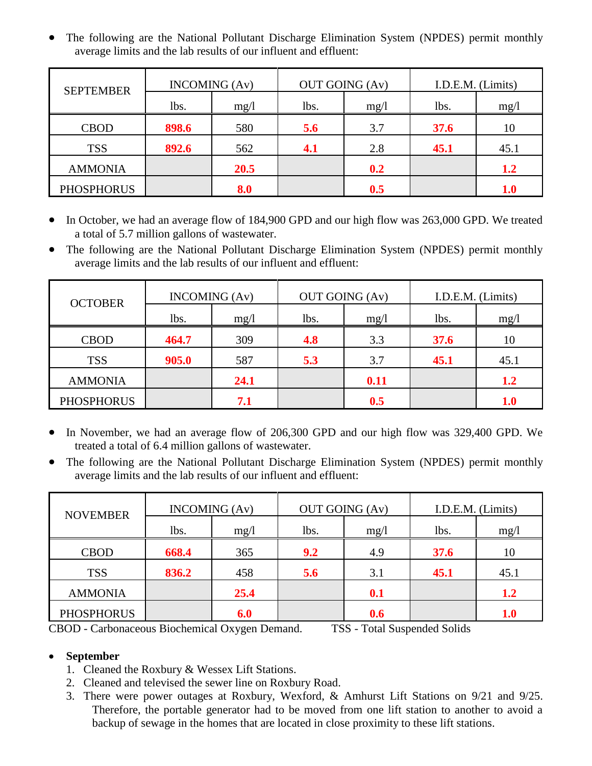- The following are the National Pollutant Discharge Elimination System (NPDES) permit monthly average limits and the lab results of our influent and effluent:

| SEPTEMBER | INCOMING (Av) | | OUT GOING (Av) | | I.D.E.M. (Limits) | |
|---|---|---|---|---|---|---|
| | lbs. | mg/l | lbs. | mg/l | lbs. | mg/l |
| CBOD | **898.6** | 580 | **5.6** | 3.7 | **37.6** | 10 |
| TSS | **892.6** | 562 | **4.1** | 2.8 | **45.1** | 45.1 |
| AMMONIA | | **20.5** | | **0.2** | | **1.2** |
| PHOSPHORUS | | **8.0** | | **0.5** | | **1.0** |

- In October, we had an average flow of 184,900 GPD and our high flow was 263,000 GPD. We treated a total of 5.7 million gallons of wastewater.
- The following are the National Pollutant Discharge Elimination System (NPDES) permit monthly average limits and the lab results of our influent and effluent:

| OCTOBER | INCOMING (Av) | | OUT GOING (Av) | | I.D.E.M. (Limits) | |
|---|---|---|---|---|---|---|
| | lbs. | mg/l | lbs. | mg/l | lbs. | mg/l |
| CBOD | **464.7** | 309 | **4.8** | 3.3 | **37.6** | 10 |
| TSS | **905.0** | 587 | **5.3** | 3.7 | **45.1** | 45.1 |
| AMMONIA | | **24.1** | | **0.11** | | **1.2** |
| PHOSPHORUS | | **7.1** | | **0.5** | | **1.0** |

- In November, we had an average flow of 206,300 GPD and our high flow was 329,400 GPD. We treated a total of 6.4 million gallons of wastewater.
- The following are the National Pollutant Discharge Elimination System (NPDES) permit monthly average limits and the lab results of our influent and effluent:

| NOVEMBER | INCOMING (Av) | | OUT GOING (Av) | | I.D.E.M. (Limits) | |
|---|---|---|---|---|---|---|
| | lbs. | mg/l | lbs. | mg/l | lbs. | mg/l |
| CBOD | **668.4** | 365 | **9.2** | 4.9 | **37.6** | 10 |
| TSS | **836.2** | 458 | **5.6** | 3.1 | **45.1** | 45.1 |
| AMMONIA | | **25.4** | | **0.1** | | **1.2** |
| PHOSPHORUS | | **6.0** | | **0.6** | | **1.0** |

CBOD - Carbonaceous Biochemical Oxygen Demand.     TSS - Total Suspended Solids

- **September**
  1. Cleaned the Roxbury & Wessex Lift Stations.
  2. Cleaned and televised the sewer line on Roxbury Road.
  3. There were power outages at Roxbury, Wexford, & Amhurst Lift Stations on 9/21 and 9/25. Therefore, the portable generator had to be moved from one lift station to another to avoid a backup of sewage in the homes that are located in close proximity to these lift stations.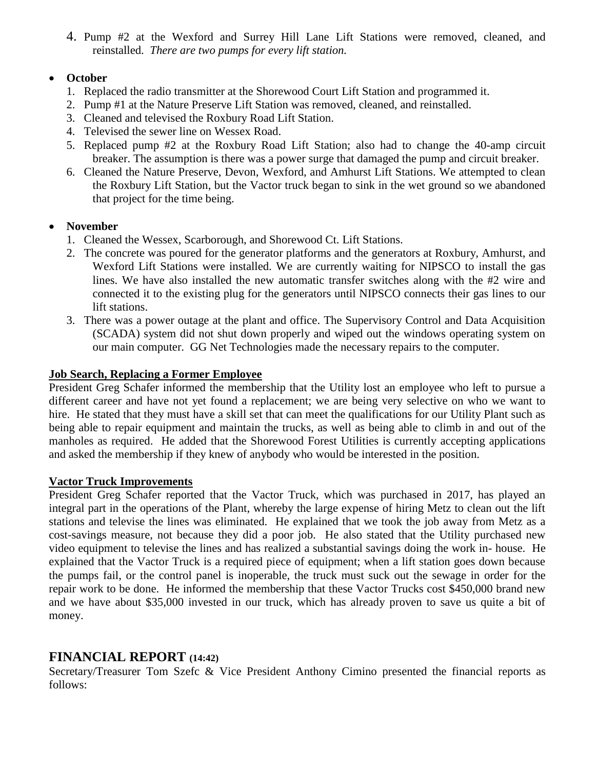4. Pump #2 at the Wexford and Surrey Hill Lane Lift Stations were removed, cleaned, and reinstalled. *There are two pumps for every lift station.*

- **October**
  1. Replaced the radio transmitter at the Shorewood Court Lift Station and programmed it.
  2. Pump #1 at the Nature Preserve Lift Station was removed, cleaned, and reinstalled.
  3. Cleaned and televised the Roxbury Road Lift Station.
  4. Televised the sewer line on Wessex Road.
  5. Replaced pump #2 at the Roxbury Road Lift Station; also had to change the 40-amp circuit breaker. The assumption is there was a power surge that damaged the pump and circuit breaker.
  6. Cleaned the Nature Preserve, Devon, Wexford, and Amhurst Lift Stations. We attempted to clean the Roxbury Lift Station, but the Vactor truck began to sink in the wet ground so we abandoned that project for the time being.

- **November**
  1. Cleaned the Wessex, Scarborough, and Shorewood Ct. Lift Stations.
  2. The concrete was poured for the generator platforms and the generators at Roxbury, Amhurst, and Wexford Lift Stations were installed. We are currently waiting for NIPSCO to install the gas lines. We have also installed the new automatic transfer switches along with the #2 wire and connected it to the existing plug for the generators until NIPSCO connects their gas lines to our lift stations.
  3. There was a power outage at the plant and office. The Supervisory Control and Data Acquisition (SCADA) system did not shut down properly and wiped out the windows operating system on our main computer. GG Net Technologies made the necessary repairs to the computer.

**Job Search, Replacing a Former Employee**

President Greg Schafer informed the membership that the Utility lost an employee who left to pursue a different career and have not yet found a replacement; we are being very selective on who we want to hire. He stated that they must have a skill set that can meet the qualifications for our Utility Plant such as being able to repair equipment and maintain the trucks, as well as being able to climb in and out of the manholes as required. He added that the Shorewood Forest Utilities is currently accepting applications and asked the membership if they knew of anybody who would be interested in the position.

**Vactor Truck Improvements**

President Greg Schafer reported that the Vactor Truck, which was purchased in 2017, has played an integral part in the operations of the Plant, whereby the large expense of hiring Metz to clean out the lift stations and televise the lines was eliminated. He explained that we took the job away from Metz as a cost-savings measure, not because they did a poor job. He also stated that the Utility purchased new video equipment to televise the lines and has realized a substantial savings doing the work in- house. He explained that the Vactor Truck is a required piece of equipment; when a lift station goes down because the pumps fail, or the control panel is inoperable, the truck must suck out the sewage in order for the repair work to be done. He informed the membership that these Vactor Trucks cost $450,000 brand new and we have about $35,000 invested in our truck, which has already proven to save us quite a bit of money.

## FINANCIAL REPORT (14:42)

Secretary/Treasurer Tom Szefc & Vice President Anthony Cimino presented the financial reports as follows: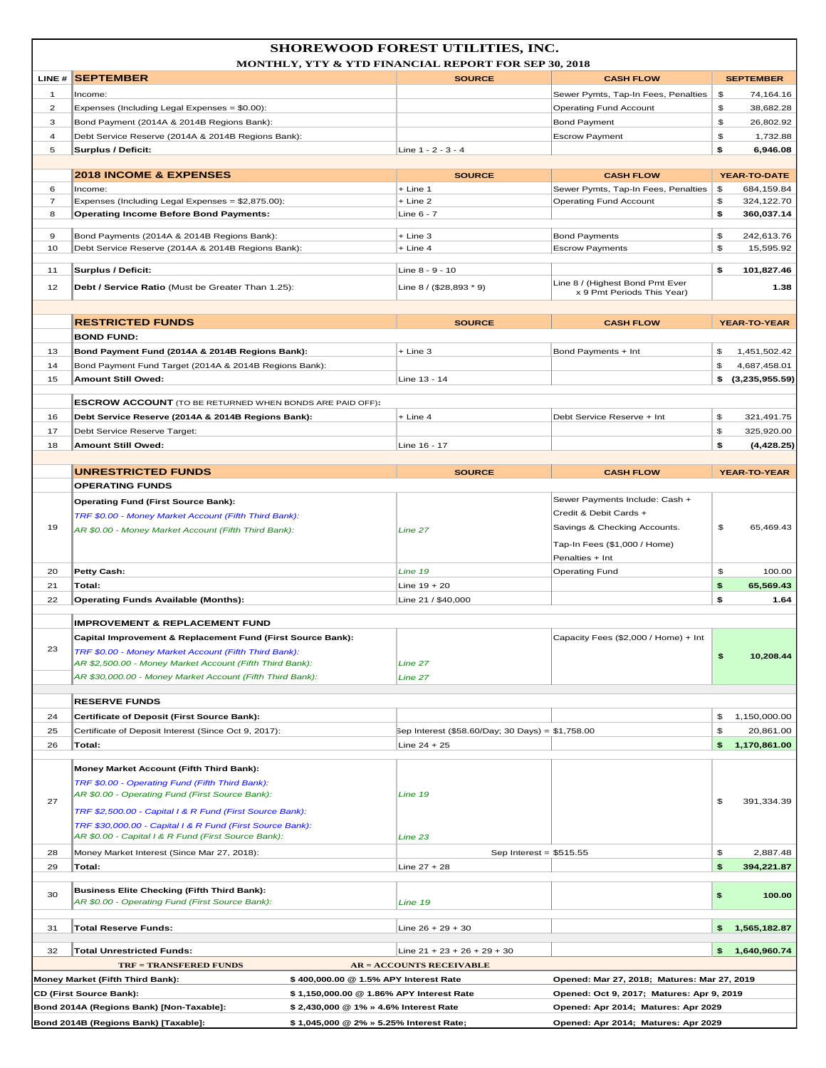# SHOREWOOD FOREST UTILITIES, INC.

## MONTHLY, YTY & YTD FINANCIAL REPORT FOR SEP 30, 2018

| LINE # | SEPTEMBER | SOURCE | CASH FLOW | SEPTEMBER |
|---|---|---|---|---|
| 1 | Income: | | Sewer Pymts, Tap-In Fees, Penalties | $ 74,164.16 |
| 2 | Expenses (Including Legal Expenses = $0.00): | | Operating Fund Account | $ 38,682.28 |
| 3 | Bond Payment (2014A & 2014B Regions Bank): | | Bond Payment | $ 26,802.92 |
| 4 | Debt Service Reserve (2014A & 2014B Regions Bank): | | Escrow Payment | $ 1,732.88 |
| 5 | **Surplus / Deficit:** | Line 1 - 2 - 3 - 4 | | **$ 6,946.08** |
| | **2018 INCOME & EXPENSES** | **SOURCE** | **CASH FLOW** | **YEAR-TO-DATE** |
| 6 | Income: | + Line 1 | Sewer Pymts, Tap-In Fees, Penalties | $ 684,159.84 |
| 7 | Expenses (Including Legal Expenses = $2,875.00): | + Line 2 | Operating Fund Account | $ 324,122.70 |
| 8 | **Operating Income Before Bond Payments:** | Line 6 - 7 | | **$ 360,037.14** |
| 9 | Bond Payments (2014A & 2014B Regions Bank): | + Line 3 | Bond Payments | $ 242,613.76 |
| 10 | Debt Service Reserve (2014A & 2014B Regions Bank): | + Line 4 | Escrow Payments | $ 15,595.92 |
| 11 | **Surplus / Deficit:** | Line 8 - 9 - 10 | | **$ 101,827.46** |
| 12 | **Debt / Service Ratio** (Must be Greater Than 1.25): | Line 8 / ($28,893 * 9) | Line 8 / (Highest Bond Pmt Ever x 9 Pmt Periods This Year) | **1.38** |
| | **RESTRICTED FUNDS** | **SOURCE** | **CASH FLOW** | **YEAR-TO-YEAR** |
| | **BOND FUND:** | | | |
| 13 | **Bond Payment Fund (2014A & 2014B Regions Bank):** | + Line 3 | Bond Payments + Int | $ 1,451,502.42 |
| 14 | Bond Payment Fund Target (2014A & 2014B Regions Bank): | | | $ 4,687,458.01 |
| 15 | **Amount Still Owed:** | Line 13 - 14 | | **$ (3,235,955.59)** |
| | **ESCROW ACCOUNT** (TO BE RETURNED WHEN BONDS ARE PAID OFF): | | | |
| 16 | **Debt Service Reserve (2014A & 2014B Regions Bank):** | + Line 4 | Debt Service Reserve + Int | $ 321,491.75 |
| 17 | Debt Service Reserve Target: | | | $ 325,920.00 |
| 18 | **Amount Still Owed:** | Line 16 - 17 | | **$ (4,428.25)** |
| | **UNRESTRICTED FUNDS** | **SOURCE** | **CASH FLOW** | **YEAR-TO-YEAR** |
| | **OPERATING FUNDS** | | | |
| 19 | **Operating Fund (First Source Bank):** *TRF $0.00 - Money Market Account (Fifth Third Bank):* *AR $0.00 - Money Market Account (Fifth Third Bank):* | *Line 27* | Sewer Payments Include: Cash + Credit & Debit Cards + Savings & Checking Accounts. Tap-In Fees ($1,000 / Home) Penalties + Int | $ 65,469.43 |
| 20 | **Petty Cash:** | *Line 19* | Operating Fund | $ 100.00 |
| 21 | **Total:** | Line 19 + 20 | | **$ 65,569.43** |
| 22 | **Operating Funds Available (Months):** | Line 21 / $40,000 | | **$ 1.64** |
| | **IMPROVEMENT & REPLACEMENT FUND** | | | |
| 23 | **Capital Improvement & Replacement Fund (First Source Bank):** *TRF $0.00 - Money Market Account (Fifth Third Bank):* *AR $2,500.00 - Money Market Account (Fifth Third Bank):* *AR $30,000.00 - Money Market Account (Fifth Third Bank):* | *Line 27* *Line 27* | Capacity Fees ($2,000 / Home) + Int | **$ 10,208.44** |
| | **RESERVE FUNDS** | | | |
| 24 | **Certificate of Deposit (First Source Bank):** | | | $ 1,150,000.00 |
| 25 | Certificate of Deposit Interest (Since Oct 9, 2017): | Sep Interest ($58.60/Day; 30 Days) = $1,758.00 | | $ 20,861.00 |
| 26 | **Total:** | Line 24 + 25 | | **$ 1,170,861.00** |
| 27 | **Money Market Account (Fifth Third Bank):** *TRF $0.00 - Operating Fund (Fifth Third Bank):* *AR $0.00 - Operating Fund (First Source Bank):* *TRF $2,500.00 - Capital I & R Fund (First Source Bank):* *TRF $30,000.00 - Capital I & R Fund (First Source Bank):* *AR $0.00 - Capital I & R Fund (First Source Bank):* | *Line 19* *Line 23* | | $ 391,334.39 |
| 28 | Money Market Interest (Since Mar 27, 2018): | Sep Interest = $515.55 | | $ 2,887.48 |
| 29 | **Total:** | Line 27 + 28 | | **$ 394,221.87** |
| 30 | **Business Elite Checking (Fifth Third Bank):** *AR $0.00 - Operating Fund (First Source Bank):* | *Line 19* | | **$ 100.00** |
| 31 | **Total Reserve Funds:** | Line 26 + 29 + 30 | | **$ 1,565,182.87** |
| 32 | **Total Unrestricted Funds:** | Line 21 + 23 + 26 + 29 + 30 | | **$ 1,640,960.74** |

**TRF = TRANSFERED FUNDS** **AR = ACCOUNTS RECEIVABLE**

| | | |
|---|---|---|
| **Money Market (Fifth Third Bank):** | **$ 400,000.00 @ 1.5% APY Interest Rate** | **Opened: Mar 27, 2018; Matures: Mar 27, 2019** |
| **CD (First Source Bank):** | **$ 1,150,000.00 @ 1.86% APY Interest Rate** | **Opened: Oct 9, 2017; Matures: Apr 9, 2019** |
| **Bond 2014A (Regions Bank) [Non-Taxable]:** | **$ 2,430,000 @ 1% » 4.6% Interest Rate** | **Opened: Apr 2014; Matures: Apr 2029** |
| **Bond 2014B (Regions Bank) [Taxable]:** | **$ 1,045,000 @ 2% » 5.25% Interest Rate;** | **Opened: Apr 2014; Matures: Apr 2029** |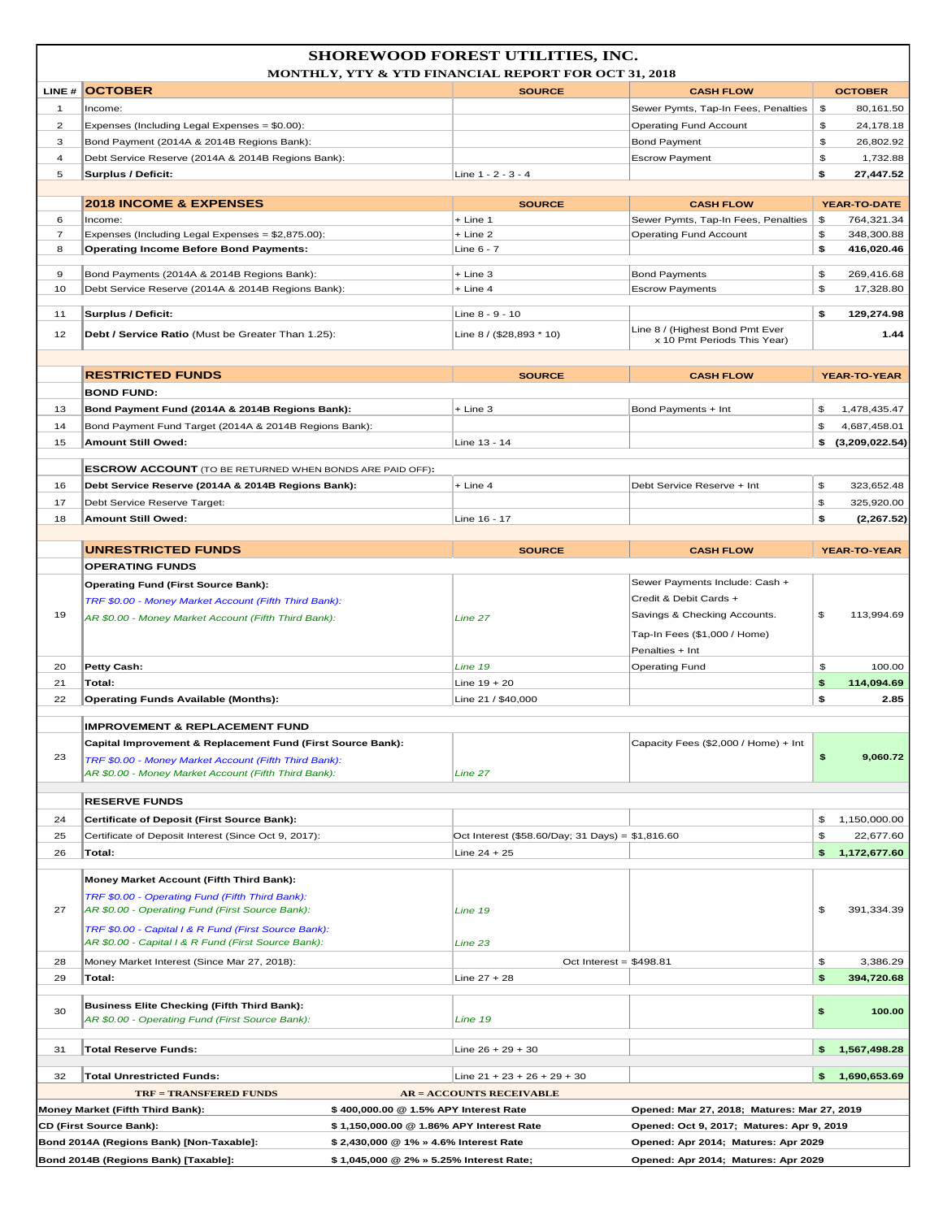# SHOREWOOD FOREST UTILITIES, INC.

## MONTHLY, YTY & YTD FINANCIAL REPORT FOR OCT 31, 2018

| LINE # | OCTOBER | SOURCE | CASH FLOW | OCTOBER |
|---|---|---|---|---|
| 1 | Income: | | Sewer Pymts, Tap-In Fees, Penalties | $ 80,161.50 |
| 2 | Expenses (Including Legal Expenses = $0.00): | | Operating Fund Account | $ 24,178.18 |
| 3 | Bond Payment (2014A & 2014B Regions Bank): | | Bond Payment | $ 26,802.92 |
| 4 | Debt Service Reserve (2014A & 2014B Regions Bank): | | Escrow Payment | $ 1,732.88 |
| 5 | **Surplus / Deficit:** | Line 1 - 2 - 3 - 4 | | **$ 27,447.52** |
| | **2018 INCOME & EXPENSES** | **SOURCE** | **CASH FLOW** | **YEAR-TO-DATE** |
| 6 | Income: | + Line 1 | Sewer Pymts, Tap-In Fees, Penalties | $ 764,321.34 |
| 7 | Expenses (Including Legal Expenses = $2,875.00): | + Line 2 | Operating Fund Account | $ 348,300.88 |
| 8 | **Operating Income Before Bond Payments:** | Line 6 - 7 | | **$ 416,020.46** |
| 9 | Bond Payments (2014A & 2014B Regions Bank): | + Line 3 | Bond Payments | $ 269,416.68 |
| 10 | Debt Service Reserve (2014A & 2014B Regions Bank): | + Line 4 | Escrow Payments | $ 17,328.80 |
| 11 | **Surplus / Deficit:** | Line 8 - 9 - 10 | | **$ 129,274.98** |
| 12 | **Debt / Service Ratio** (Must be Greater Than 1.25): | Line 8 / ($28,893 * 10) | Line 8 / (Highest Bond Pmt Ever x 10 Pmt Periods This Year) | **1.44** |
| | **RESTRICTED FUNDS** | **SOURCE** | **CASH FLOW** | **YEAR-TO-YEAR** |
| | **BOND FUND:** | | | |
| 13 | **Bond Payment Fund (2014A & 2014B Regions Bank):** | + Line 3 | Bond Payments + Int | $ 1,478,435.47 |
| 14 | Bond Payment Fund Target (2014A & 2014B Regions Bank): | | | $ 4,687,458.01 |
| 15 | **Amount Still Owed:** | Line 13 - 14 | | **$ (3,209,022.54)** |
| | **ESCROW ACCOUNT** (TO BE RETURNED WHEN BONDS ARE PAID OFF): | | | |
| 16 | **Debt Service Reserve (2014A & 2014B Regions Bank):** | + Line 4 | Debt Service Reserve + Int | $ 323,652.48 |
| 17 | Debt Service Reserve Target: | | | $ 325,920.00 |
| 18 | **Amount Still Owed:** | Line 16 - 17 | | **$ (2,267.52)** |
| | **UNRESTRICTED FUNDS** | **SOURCE** | **CASH FLOW** | **YEAR-TO-YEAR** |
| | **OPERATING FUNDS** | | | |
| 19 | **Operating Fund (First Source Bank):**<br>*TRF $0.00 - Money Market Account (Fifth Third Bank):*<br>*AR $0.00 - Money Market Account (Fifth Third Bank):* | *Line 27* | Sewer Payments Include: Cash + Credit & Debit Cards + Savings & Checking Accounts.<br>Tap-In Fees ($1,000 / Home)<br>Penalties + Int | $ 113,994.69 |
| 20 | **Petty Cash:** | *Line 19* | Operating Fund | $ 100.00 |
| 21 | **Total:** | Line 19 + 20 | | **$ 114,094.69** |
| 22 | **Operating Funds Available (Months):** | Line 21 / $40,000 | | **$ 2.85** |
| | **IMPROVEMENT & REPLACEMENT FUND** | | | |
| 23 | **Capital Improvement & Replacement Fund (First Source Bank):**<br>*TRF $0.00 - Money Market Account (Fifth Third Bank):*<br>*AR $0.00 - Money Market Account (Fifth Third Bank):* | *Line 27* | Capacity Fees ($2,000 / Home) + Int | **$ 9,060.72** |
| | **RESERVE FUNDS** | | | |
| 24 | **Certificate of Deposit (First Source Bank):** | | | $ 1,150,000.00 |
| 25 | Certificate of Deposit Interest (Since Oct 9, 2017): | Oct Interest ($58.60/Day; 31 Days) = $1,816.60 | | $ 22,677.60 |
| 26 | **Total:** | Line 24 + 25 | | **$ 1,172,677.60** |
| 27 | **Money Market Account (Fifth Third Bank):**<br>*TRF $0.00 - Operating Fund (Fifth Third Bank):*<br>*AR $0.00 - Operating Fund (First Source Bank):*<br>*TRF $0.00 - Capital I & R Fund (First Source Bank):*<br>*AR $0.00 - Capital I & R Fund (First Source Bank):* | *Line 19*<br>*Line 23* | | $ 391,334.39 |
| 28 | Money Market Interest (Since Mar 27, 2018): | Oct Interest = $498.81 | | $ 3,386.29 |
| 29 | **Total:** | Line 27 + 28 | | **$ 394,720.68** |
| 30 | **Business Elite Checking (Fifth Third Bank):**<br>*AR $0.00 - Operating Fund (First Source Bank):* | *Line 19* | | **$ 100.00** |
| 31 | **Total Reserve Funds:** | Line 26 + 29 + 30 | | **$ 1,567,498.28** |
| 32 | **Total Unrestricted Funds:** | Line 21 + 23 + 26 + 29 + 30 | | **$ 1,690,653.69** |

**TRF = TRANSFERED FUNDS** **AR = ACCOUNTS RECEIVABLE**

| | | |
|---|---|---|
| **Money Market (Fifth Third Bank):** | **$ 400,000.00 @ 1.5% APY Interest Rate** | **Opened: Mar 27, 2018; Matures: Mar 27, 2019** |
| **CD (First Source Bank):** | **$ 1,150,000.00 @ 1.86% APY Interest Rate** | **Opened: Oct 9, 2017; Matures: Apr 9, 2019** |
| **Bond 2014A (Regions Bank) [Non-Taxable]:** | **$ 2,430,000 @ 1% » 4.6% Interest Rate** | **Opened: Apr 2014; Matures: Apr 2029** |
| **Bond 2014B (Regions Bank) [Taxable]:** | **$ 1,045,000 @ 2% » 5.25% Interest Rate;** | **Opened: Apr 2014; Matures: Apr 2029** |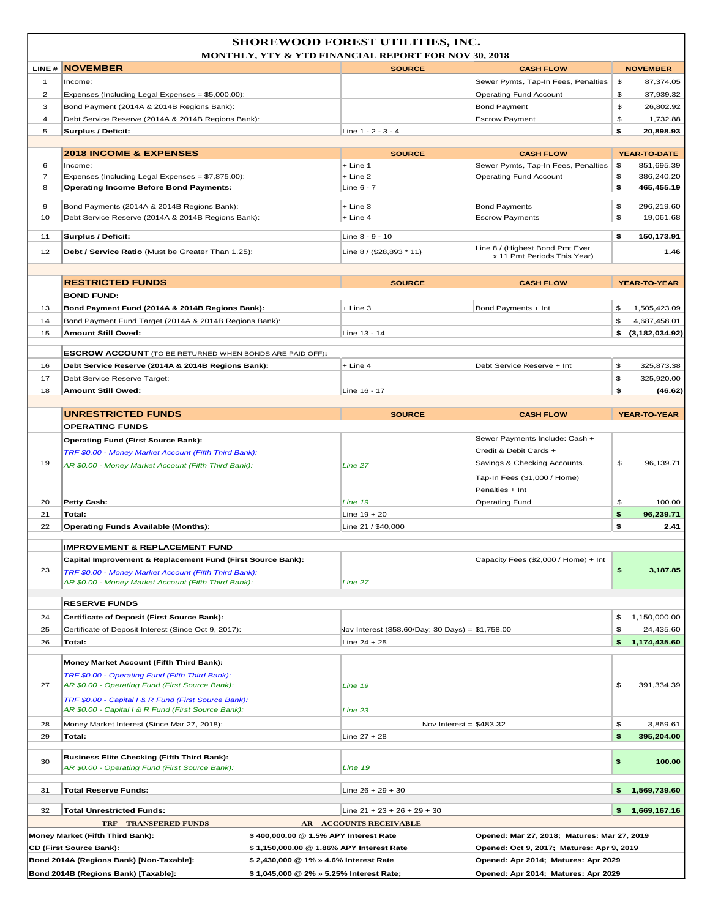# SHOREWOOD FOREST UTILITIES, INC.

## MONTHLY, YTY & YTD FINANCIAL REPORT FOR NOV 30, 2018

| LINE # | NOVEMBER | SOURCE | CASH FLOW | NOVEMBER |
|---|---|---|---|---|
| 1 | Income: | | Sewer Pymts, Tap-In Fees, Penalties | $ 87,374.05 |
| 2 | Expenses (Including Legal Expenses = $5,000.00): | | Operating Fund Account | $ 37,939.32 |
| 3 | Bond Payment (2014A & 2014B Regions Bank): | | Bond Payment | $ 26,802.92 |
| 4 | Debt Service Reserve (2014A & 2014B Regions Bank): | | Escrow Payment | $ 1,732.88 |
| 5 | **Surplus / Deficit:** | Line 1 - 2 - 3 - 4 | | **$ 20,898.93** |
| | **2018 INCOME & EXPENSES** | **SOURCE** | **CASH FLOW** | **YEAR-TO-DATE** |
| 6 | Income: | + Line 1 | Sewer Pymts, Tap-In Fees, Penalties | $ 851,695.39 |
| 7 | Expenses (Including Legal Expenses = $7,875.00): | + Line 2 | Operating Fund Account | $ 386,240.20 |
| 8 | **Operating Income Before Bond Payments:** | Line 6 - 7 | | **$ 465,455.19** |
| 9 | Bond Payments (2014A & 2014B Regions Bank): | + Line 3 | Bond Payments | $ 296,219.60 |
| 10 | Debt Service Reserve (2014A & 2014B Regions Bank): | + Line 4 | Escrow Payments | $ 19,061.68 |
| 11 | **Surplus / Deficit:** | Line 8 - 9 - 10 | | **$ 150,173.91** |
| 12 | **Debt / Service Ratio** (Must be Greater Than 1.25): | Line 8 / ($28,893 * 11) | Line 8 / (Highest Bond Pmt Ever x 11 Pmt Periods This Year) | **1.46** |
| | **RESTRICTED FUNDS** | **SOURCE** | **CASH FLOW** | **YEAR-TO-YEAR** |
| | **BOND FUND:** | | | |
| 13 | **Bond Payment Fund (2014A & 2014B Regions Bank):** | + Line 3 | Bond Payments + Int | $ 1,505,423.09 |
| 14 | Bond Payment Fund Target (2014A & 2014B Regions Bank): | | | $ 4,687,458.01 |
| 15 | **Amount Still Owed:** | Line 13 - 14 | | **$ (3,182,034.92)** |
| | **ESCROW ACCOUNT** (TO BE RETURNED WHEN BONDS ARE PAID OFF): | | | |
| 16 | **Debt Service Reserve (2014A & 2014B Regions Bank):** | + Line 4 | Debt Service Reserve + Int | $ 325,873.38 |
| 17 | Debt Service Reserve Target: | | | $ 325,920.00 |
| 18 | **Amount Still Owed:** | Line 16 - 17 | | **$ (46.62)** |
| | **UNRESTRICTED FUNDS** | **SOURCE** | **CASH FLOW** | **YEAR-TO-YEAR** |
| | **OPERATING FUNDS** | | | |
| 19 | **Operating Fund (First Source Bank):** *TRF $0.00 - Money Market Account (Fifth Third Bank):* *AR $0.00 - Money Market Account (Fifth Third Bank):* | *Line 27* | Sewer Payments Include: Cash + Credit & Debit Cards + Savings & Checking Accounts. Tap-In Fees ($1,000 / Home) Penalties + Int | $ 96,139.71 |
| 20 | **Petty Cash:** | *Line 19* | Operating Fund | $ 100.00 |
| 21 | **Total:** | Line 19 + 20 | | **$ 96,239.71** |
| 22 | **Operating Funds Available (Months):** | Line 21 / $40,000 | | **$ 2.41** |
| | **IMPROVEMENT & REPLACEMENT FUND** | | | |
| 23 | **Capital Improvement & Replacement Fund (First Source Bank):** *TRF $0.00 - Money Market Account (Fifth Third Bank):* *AR $0.00 - Money Market Account (Fifth Third Bank):* | *Line 27* | Capacity Fees ($2,000 / Home) + Int | **$ 3,187.85** |
| | **RESERVE FUNDS** | | | |
| 24 | **Certificate of Deposit (First Source Bank):** | | | $ 1,150,000.00 |
| 25 | Certificate of Deposit Interest (Since Oct 9, 2017): | Nov Interest ($58.60/Day; 30 Days) = $1,758.00 | | $ 24,435.60 |
| 26 | **Total:** | Line 24 + 25 | | **$ 1,174,435.60** |
| 27 | **Money Market Account (Fifth Third Bank):** *TRF $0.00 - Operating Fund (Fifth Third Bank):* *AR $0.00 - Operating Fund (First Source Bank):* *TRF $0.00 - Capital I & R Fund (First Source Bank):* *AR $0.00 - Capital I & R Fund (First Source Bank):* | *Line 19* *Line 23* | | $ 391,334.39 |
| 28 | Money Market Interest (Since Mar 27, 2018): | Nov Interest = $483.32 | | $ 3,869.61 |
| 29 | **Total:** | Line 27 + 28 | | **$ 395,204.00** |
| 30 | **Business Elite Checking (Fifth Third Bank):** *AR $0.00 - Operating Fund (First Source Bank):* | *Line 19* | | **$ 100.00** |
| 31 | **Total Reserve Funds:** | Line 26 + 29 + 30 | | **$ 1,569,739.60** |
| 32 | **Total Unrestricted Funds:** | Line 21 + 23 + 26 + 29 + 30 | | **$ 1,669,167.16** |

**TRF = TRANSFERED FUNDS** **AR = ACCOUNTS RECEIVABLE**

| | | |
|---|---|---|
| **Money Market (Fifth Third Bank):** | **$ 400,000.00 @ 1.5% APY Interest Rate** | **Opened: Mar 27, 2018; Matures: Mar 27, 2019** |
| **CD (First Source Bank):** | **$ 1,150,000.00 @ 1.86% APY Interest Rate** | **Opened: Oct 9, 2017; Matures: Apr 9, 2019** |
| **Bond 2014A (Regions Bank) [Non-Taxable]:** | **$ 2,430,000 @ 1% » 4.6% Interest Rate** | **Opened: Apr 2014; Matures: Apr 2029** |
| **Bond 2014B (Regions Bank) [Taxable]:** | **$ 1,045,000 @ 2% » 5.25% Interest Rate;** | **Opened: Apr 2014; Matures: Apr 2029** |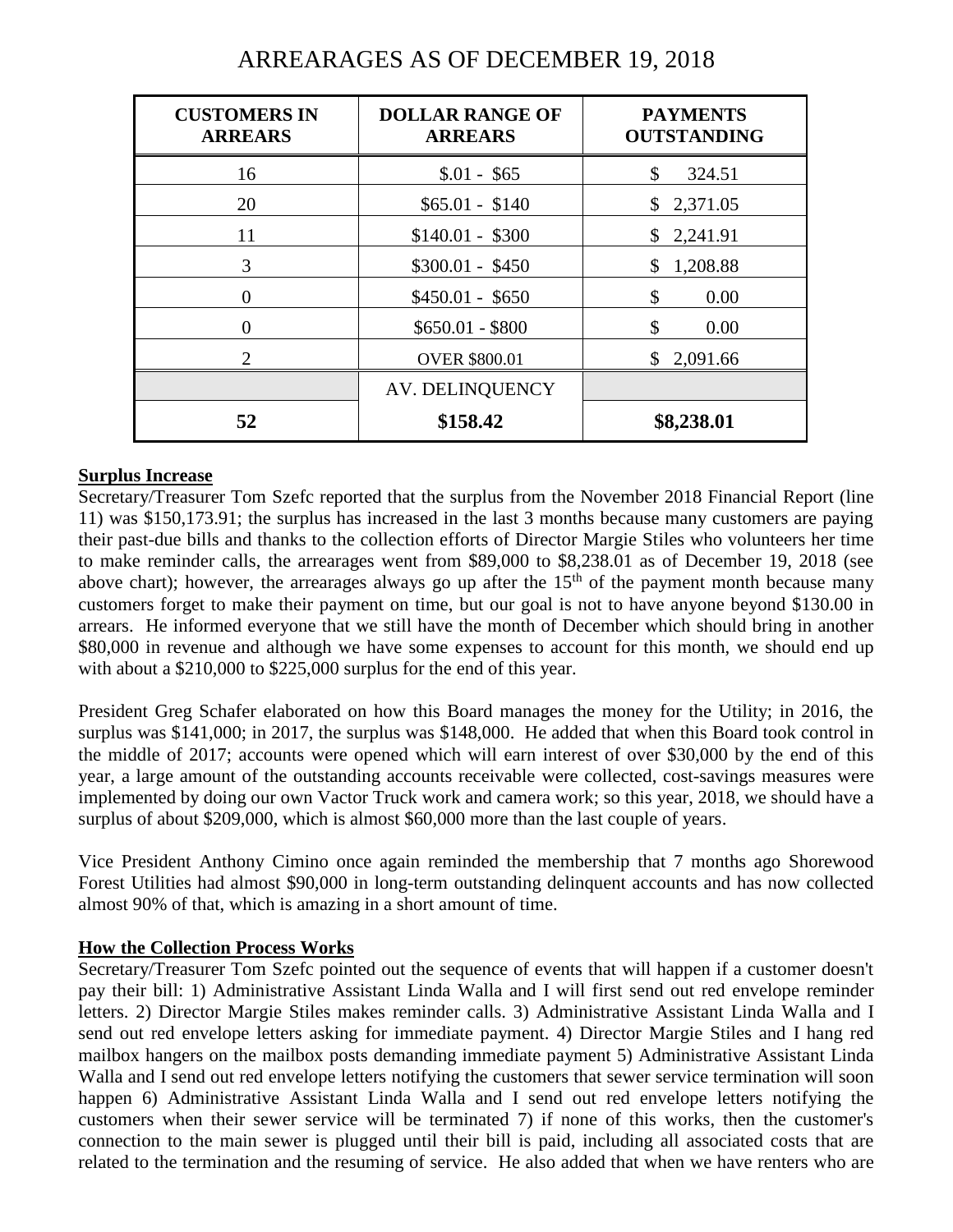# ARREARAGES AS OF DECEMBER 19, 2018

| CUSTOMERS IN ARREARS | DOLLAR RANGE OF ARREARS | PAYMENTS OUTSTANDING |
|---|---|---|
| 16 | $.01 - $65 | $ 324.51 |
| 20 | $65.01 - $140 | $ 2,371.05 |
| 11 | $140.01 - $300 | $ 2,241.91 |
| 3 | $300.01 - $450 | $ 1,208.88 |
| 0 | $450.01 - $650 | $ 0.00 |
| 0 | $650.01 - $800 | $ 0.00 |
| 2 | OVER $800.01 | $ 2,091.66 |
| | AV. DELINQUENCY | |
| **52** | **$158.42** | **$8,238.01** |

**Surplus Increase**

Secretary/Treasurer Tom Szefc reported that the surplus from the November 2018 Financial Report (line 11) was $150,173.91; the surplus has increased in the last 3 months because many customers are paying their past-due bills and thanks to the collection efforts of Director Margie Stiles who volunteers her time to make reminder calls, the arrearages went from $89,000 to $8,238.01 as of December 19, 2018 (see above chart); however, the arrearages always go up after the 15th of the payment month because many customers forget to make their payment on time, but our goal is not to have anyone beyond $130.00 in arrears. He informed everyone that we still have the month of December which should bring in another $80,000 in revenue and although we have some expenses to account for this month, we should end up with about a $210,000 to $225,000 surplus for the end of this year.

President Greg Schafer elaborated on how this Board manages the money for the Utility; in 2016, the surplus was $141,000; in 2017, the surplus was $148,000. He added that when this Board took control in the middle of 2017; accounts were opened which will earn interest of over $30,000 by the end of this year, a large amount of the outstanding accounts receivable were collected, cost-savings measures were implemented by doing our own Vactor Truck work and camera work; so this year, 2018, we should have a surplus of about $209,000, which is almost $60,000 more than the last couple of years.

Vice President Anthony Cimino once again reminded the membership that 7 months ago Shorewood Forest Utilities had almost $90,000 in long-term outstanding delinquent accounts and has now collected almost 90% of that, which is amazing in a short amount of time.

**How the Collection Process Works**

Secretary/Treasurer Tom Szefc pointed out the sequence of events that will happen if a customer doesn't pay their bill: 1) Administrative Assistant Linda Walla and I will first send out red envelope reminder letters. 2) Director Margie Stiles makes reminder calls. 3) Administrative Assistant Linda Walla and I send out red envelope letters asking for immediate payment. 4) Director Margie Stiles and I hang red mailbox hangers on the mailbox posts demanding immediate payment 5) Administrative Assistant Linda Walla and I send out red envelope letters notifying the customers that sewer service termination will soon happen 6) Administrative Assistant Linda Walla and I send out red envelope letters notifying the customers when their sewer service will be terminated 7) if none of this works, then the customer's connection to the main sewer is plugged until their bill is paid, including all associated costs that are related to the termination and the resuming of service. He also added that when we have renters who are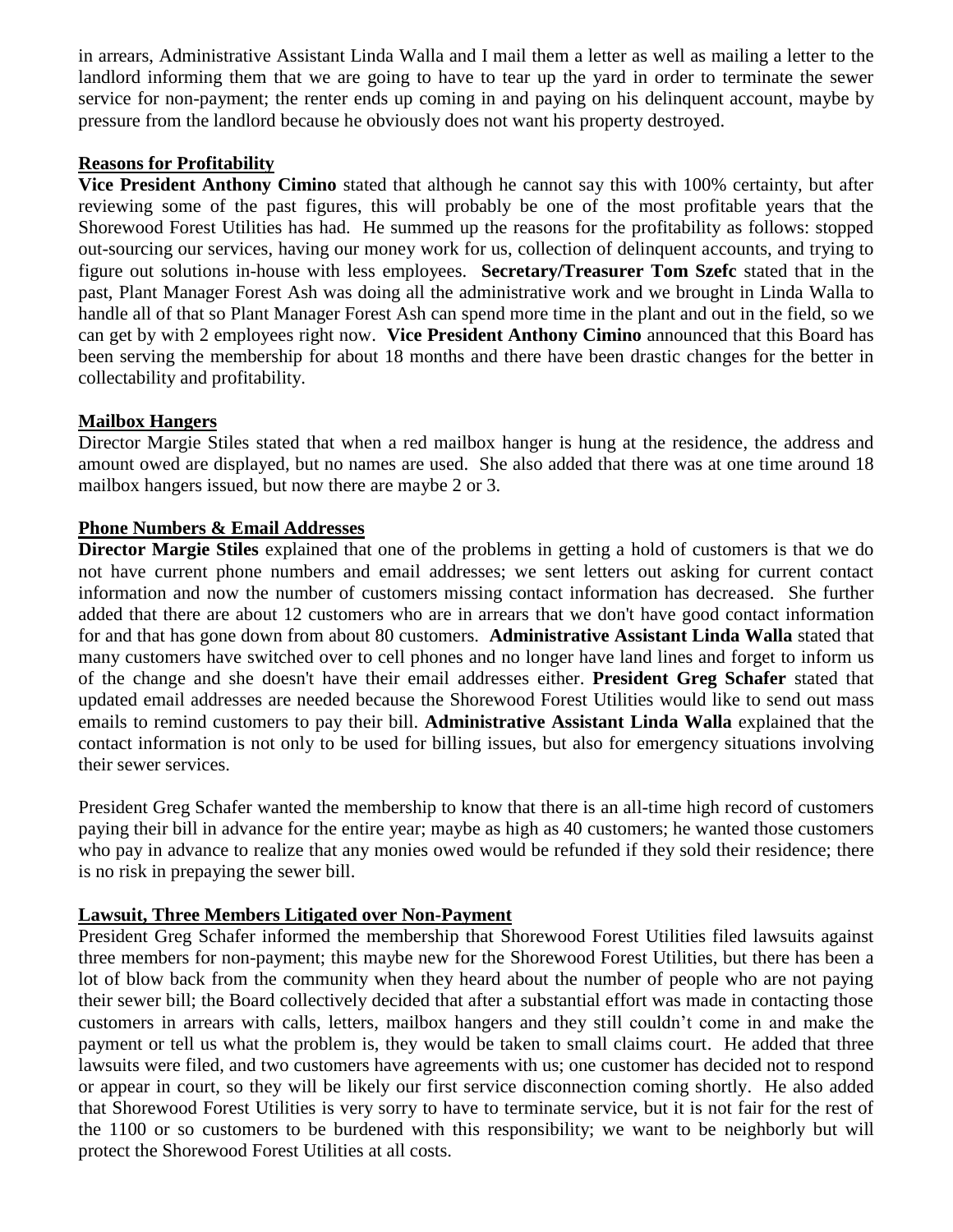in arrears, Administrative Assistant Linda Walla and I mail them a letter as well as mailing a letter to the landlord informing them that we are going to have to tear up the yard in order to terminate the sewer service for non-payment; the renter ends up coming in and paying on his delinquent account, maybe by pressure from the landlord because he obviously does not want his property destroyed.

**Reasons for Profitability**

**Vice President Anthony Cimino** stated that although he cannot say this with 100% certainty, but after reviewing some of the past figures, this will probably be one of the most profitable years that the Shorewood Forest Utilities has had. He summed up the reasons for the profitability as follows: stopped out-sourcing our services, having our money work for us, collection of delinquent accounts, and trying to figure out solutions in-house with less employees. **Secretary/Treasurer Tom Szefc** stated that in the past, Plant Manager Forest Ash was doing all the administrative work and we brought in Linda Walla to handle all of that so Plant Manager Forest Ash can spend more time in the plant and out in the field, so we can get by with 2 employees right now. **Vice President Anthony Cimino** announced that this Board has been serving the membership for about 18 months and there have been drastic changes for the better in collectability and profitability.

**Mailbox Hangers**

Director Margie Stiles stated that when a red mailbox hanger is hung at the residence, the address and amount owed are displayed, but no names are used. She also added that there was at one time around 18 mailbox hangers issued, but now there are maybe 2 or 3.

**Phone Numbers & Email Addresses**

**Director Margie Stiles** explained that one of the problems in getting a hold of customers is that we do not have current phone numbers and email addresses; we sent letters out asking for current contact information and now the number of customers missing contact information has decreased. She further added that there are about 12 customers who are in arrears that we don't have good contact information for and that has gone down from about 80 customers. **Administrative Assistant Linda Walla** stated that many customers have switched over to cell phones and no longer have land lines and forget to inform us of the change and she doesn't have their email addresses either. **President Greg Schafer** stated that updated email addresses are needed because the Shorewood Forest Utilities would like to send out mass emails to remind customers to pay their bill. **Administrative Assistant Linda Walla** explained that the contact information is not only to be used for billing issues, but also for emergency situations involving their sewer services.

President Greg Schafer wanted the membership to know that there is an all-time high record of customers paying their bill in advance for the entire year; maybe as high as 40 customers; he wanted those customers who pay in advance to realize that any monies owed would be refunded if they sold their residence; there is no risk in prepaying the sewer bill.

**Lawsuit, Three Members Litigated over Non-Payment**

President Greg Schafer informed the membership that Shorewood Forest Utilities filed lawsuits against three members for non-payment; this maybe new for the Shorewood Forest Utilities, but there has been a lot of blow back from the community when they heard about the number of people who are not paying their sewer bill; the Board collectively decided that after a substantial effort was made in contacting those customers in arrears with calls, letters, mailbox hangers and they still couldn't come in and make the payment or tell us what the problem is, they would be taken to small claims court. He added that three lawsuits were filed, and two customers have agreements with us; one customer has decided not to respond or appear in court, so they will be likely our first service disconnection coming shortly. He also added that Shorewood Forest Utilities is very sorry to have to terminate service, but it is not fair for the rest of the 1100 or so customers to be burdened with this responsibility; we want to be neighborly but will protect the Shorewood Forest Utilities at all costs.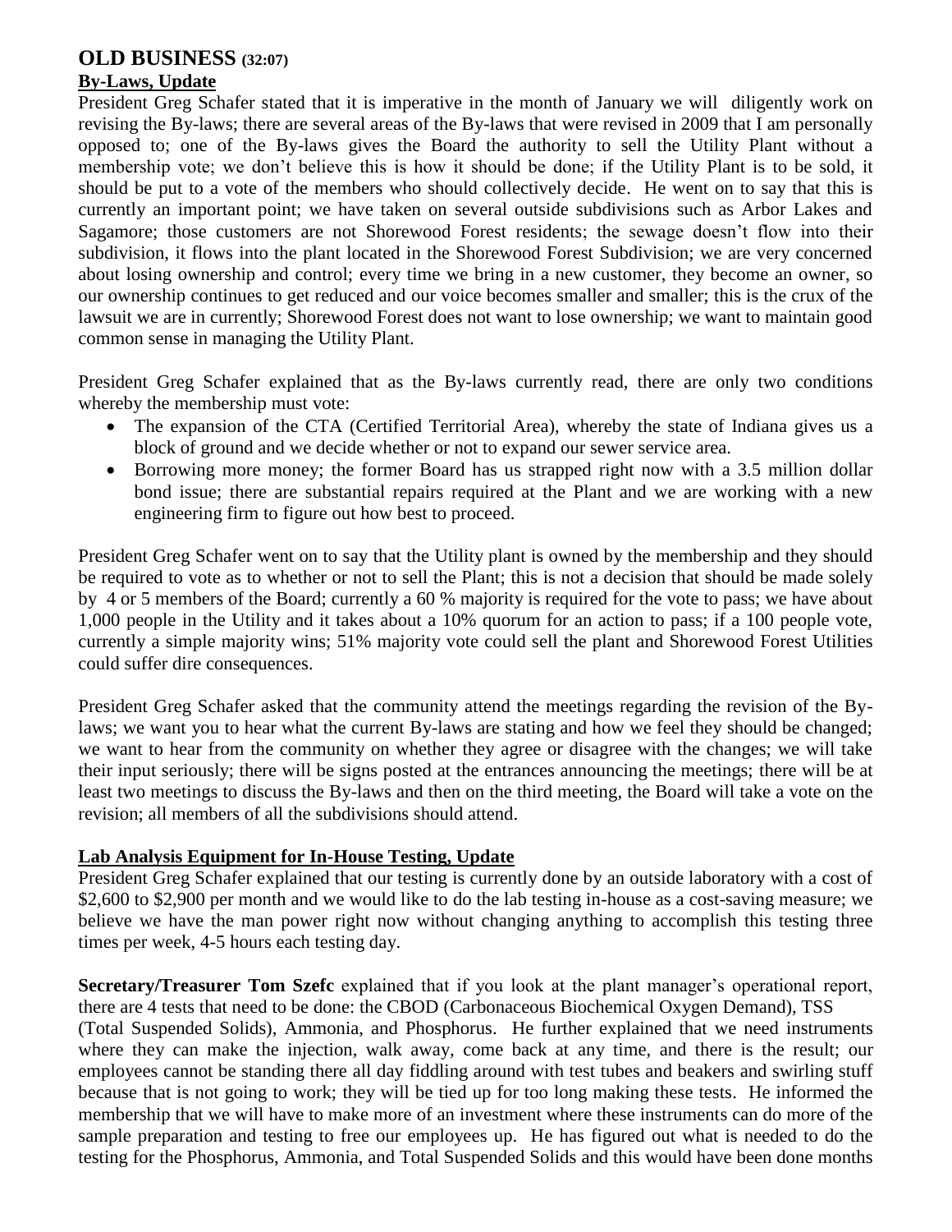## OLD BUSINESS (32:07)

### By-Laws, Update

President Greg Schafer stated that it is imperative in the month of January we will diligently work on revising the By-laws; there are several areas of the By-laws that were revised in 2009 that I am personally opposed to; one of the By-laws gives the Board the authority to sell the Utility Plant without a membership vote; we don't believe this is how it should be done; if the Utility Plant is to be sold, it should be put to a vote of the members who should collectively decide. He went on to say that this is currently an important point; we have taken on several outside subdivisions such as Arbor Lakes and Sagamore; those customers are not Shorewood Forest residents; the sewage doesn't flow into their subdivision, it flows into the plant located in the Shorewood Forest Subdivision; we are very concerned about losing ownership and control; every time we bring in a new customer, they become an owner, so our ownership continues to get reduced and our voice becomes smaller and smaller; this is the crux of the lawsuit we are in currently; Shorewood Forest does not want to lose ownership; we want to maintain good common sense in managing the Utility Plant.

President Greg Schafer explained that as the By-laws currently read, there are only two conditions whereby the membership must vote:

- The expansion of the CTA (Certified Territorial Area), whereby the state of Indiana gives us a block of ground and we decide whether or not to expand our sewer service area.
- Borrowing more money; the former Board has us strapped right now with a 3.5 million dollar bond issue; there are substantial repairs required at the Plant and we are working with a new engineering firm to figure out how best to proceed.

President Greg Schafer went on to say that the Utility plant is owned by the membership and they should be required to vote as to whether or not to sell the Plant; this is not a decision that should be made solely by 4 or 5 members of the Board; currently a 60 % majority is required for the vote to pass; we have about 1,000 people in the Utility and it takes about a 10% quorum for an action to pass; if a 100 people vote, currently a simple majority wins; 51% majority vote could sell the plant and Shorewood Forest Utilities could suffer dire consequences.

President Greg Schafer asked that the community attend the meetings regarding the revision of the By-laws; we want you to hear what the current By-laws are stating and how we feel they should be changed; we want to hear from the community on whether they agree or disagree with the changes; we will take their input seriously; there will be signs posted at the entrances announcing the meetings; there will be at least two meetings to discuss the By-laws and then on the third meeting, the Board will take a vote on the revision; all members of all the subdivisions should attend.

### Lab Analysis Equipment for In-House Testing, Update

President Greg Schafer explained that our testing is currently done by an outside laboratory with a cost of \$2,600 to \$2,900 per month and we would like to do the lab testing in-house as a cost-saving measure; we believe we have the man power right now without changing anything to accomplish this testing three times per week, 4-5 hours each testing day.

**Secretary/Treasurer Tom Szefc** explained that if you look at the plant manager's operational report, there are 4 tests that need to be done: the CBOD (Carbonaceous Biochemical Oxygen Demand), TSS (Total Suspended Solids), Ammonia, and Phosphorus. He further explained that we need instruments where they can make the injection, walk away, come back at any time, and there is the result; our employees cannot be standing there all day fiddling around with test tubes and beakers and swirling stuff because that is not going to work; they will be tied up for too long making these tests. He informed the membership that we will have to make more of an investment where these instruments can do more of the sample preparation and testing to free our employees up. He has figured out what is needed to do the testing for the Phosphorus, Ammonia, and Total Suspended Solids and this would have been done months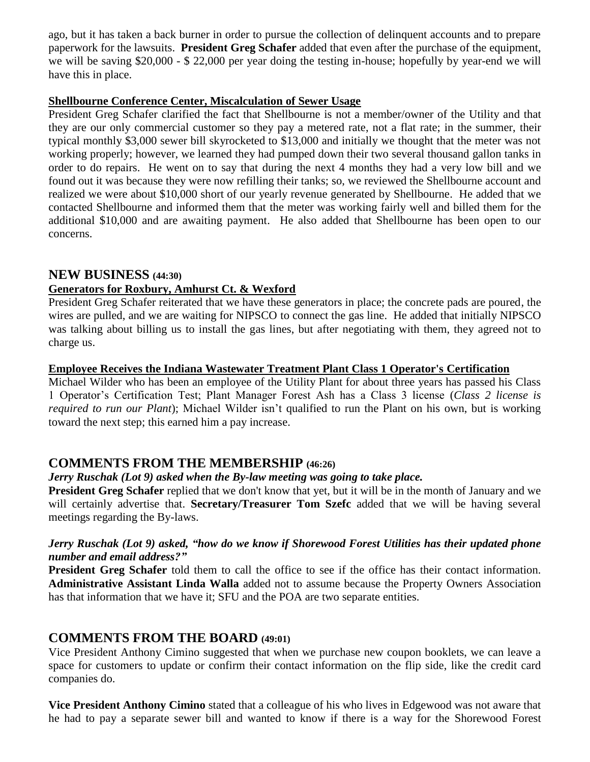ago, but it has taken a back burner in order to pursue the collection of delinquent accounts and to prepare paperwork for the lawsuits. **President Greg Schafer** added that even after the purchase of the equipment, we will be saving $20,000 - $ 22,000 per year doing the testing in-house; hopefully by year-end we will have this in place.

**Shellbourne Conference Center, Miscalculation of Sewer Usage**

President Greg Schafer clarified the fact that Shellbourne is not a member/owner of the Utility and that they are our only commercial customer so they pay a metered rate, not a flat rate; in the summer, their typical monthly $3,000 sewer bill skyrocketed to $13,000 and initially we thought that the meter was not working properly; however, we learned they had pumped down their two several thousand gallon tanks in order to do repairs. He went on to say that during the next 4 months they had a very low bill and we found out it was because they were now refilling their tanks; so, we reviewed the Shellbourne account and realized we were about $10,000 short of our yearly revenue generated by Shellbourne. He added that we contacted Shellbourne and informed them that the meter was working fairly well and billed them for the additional $10,000 and are awaiting payment. He also added that Shellbourne has been open to our concerns.

## NEW BUSINESS (44:30)

**Generators for Roxbury, Amhurst Ct. & Wexford**

President Greg Schafer reiterated that we have these generators in place; the concrete pads are poured, the wires are pulled, and we are waiting for NIPSCO to connect the gas line. He added that initially NIPSCO was talking about billing us to install the gas lines, but after negotiating with them, they agreed not to charge us.

**Employee Receives the Indiana Wastewater Treatment Plant Class 1 Operator's Certification**

Michael Wilder who has been an employee of the Utility Plant for about three years has passed his Class 1 Operator's Certification Test; Plant Manager Forest Ash has a Class 3 license (*Class 2 license is required to run our Plant*); Michael Wilder isn't qualified to run the Plant on his own, but is working toward the next step; this earned him a pay increase.

## COMMENTS FROM THE MEMBERSHIP (46:26)

***Jerry Ruschak (Lot 9) asked when the By-law meeting was going to take place.***

**President Greg Schafer** replied that we don't know that yet, but it will be in the month of January and we will certainly advertise that. **Secretary/Treasurer Tom Szefc** added that we will be having several meetings regarding the By-laws.

***Jerry Ruschak (Lot 9) asked, "how do we know if Shorewood Forest Utilities has their updated phone number and email address?"***

**President Greg Schafer** told them to call the office to see if the office has their contact information. **Administrative Assistant Linda Walla** added not to assume because the Property Owners Association has that information that we have it; SFU and the POA are two separate entities.

## COMMENTS FROM THE BOARD (49:01)

Vice President Anthony Cimino suggested that when we purchase new coupon booklets, we can leave a space for customers to update or confirm their contact information on the flip side, like the credit card companies do.

**Vice President Anthony Cimino** stated that a colleague of his who lives in Edgewood was not aware that he had to pay a separate sewer bill and wanted to know if there is a way for the Shorewood Forest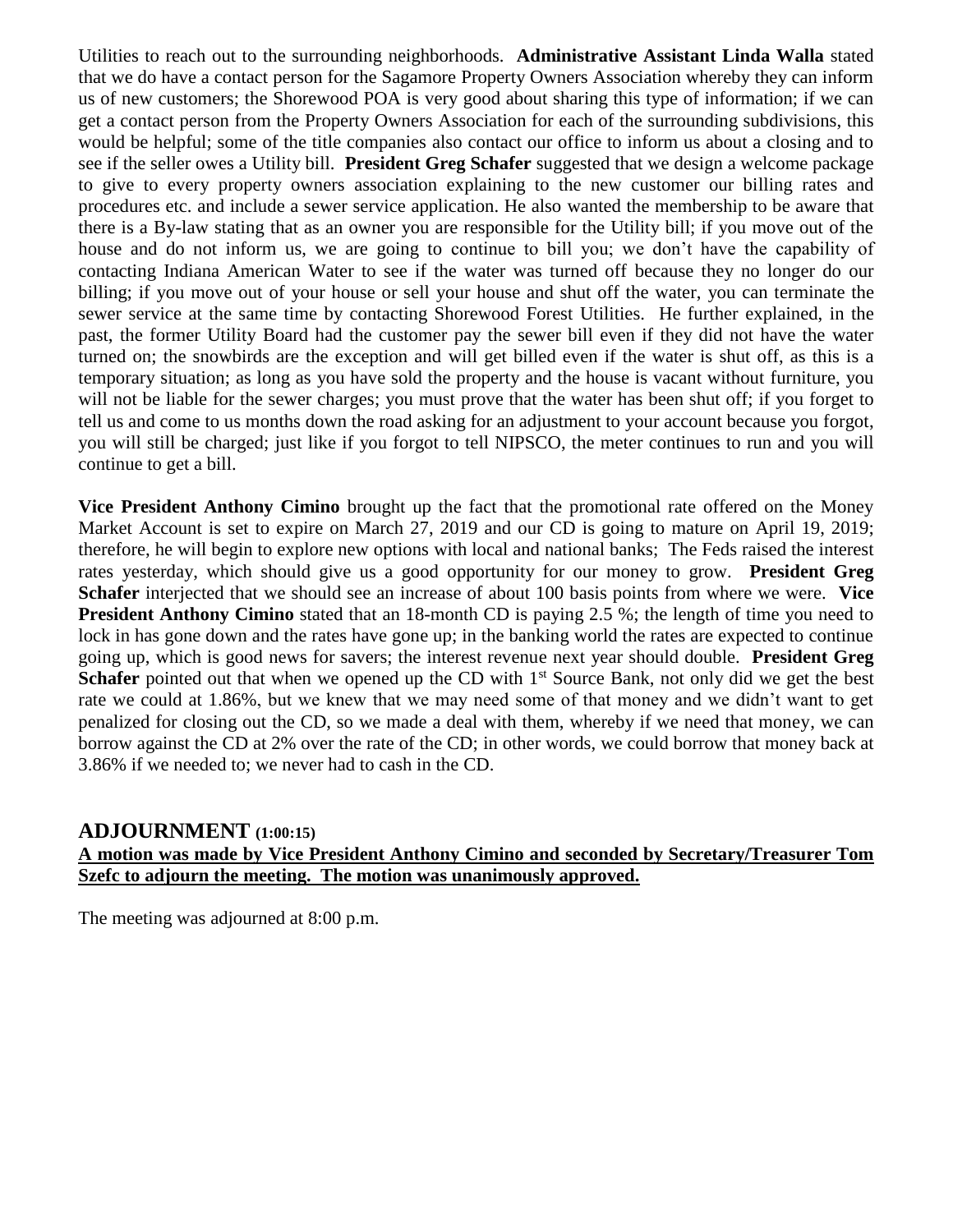Utilities to reach out to the surrounding neighborhoods. **Administrative Assistant Linda Walla** stated that we do have a contact person for the Sagamore Property Owners Association whereby they can inform us of new customers; the Shorewood POA is very good about sharing this type of information; if we can get a contact person from the Property Owners Association for each of the surrounding subdivisions, this would be helpful; some of the title companies also contact our office to inform us about a closing and to see if the seller owes a Utility bill. **President Greg Schafer** suggested that we design a welcome package to give to every property owners association explaining to the new customer our billing rates and procedures etc. and include a sewer service application. He also wanted the membership to be aware that there is a By-law stating that as an owner you are responsible for the Utility bill; if you move out of the house and do not inform us, we are going to continue to bill you; we don't have the capability of contacting Indiana American Water to see if the water was turned off because they no longer do our billing; if you move out of your house or sell your house and shut off the water, you can terminate the sewer service at the same time by contacting Shorewood Forest Utilities. He further explained, in the past, the former Utility Board had the customer pay the sewer bill even if they did not have the water turned on; the snowbirds are the exception and will get billed even if the water is shut off, as this is a temporary situation; as long as you have sold the property and the house is vacant without furniture, you will not be liable for the sewer charges; you must prove that the water has been shut off; if you forget to tell us and come to us months down the road asking for an adjustment to your account because you forgot, you will still be charged; just like if you forgot to tell NIPSCO, the meter continues to run and you will continue to get a bill.

**Vice President Anthony Cimino** brought up the fact that the promotional rate offered on the Money Market Account is set to expire on March 27, 2019 and our CD is going to mature on April 19, 2019; therefore, he will begin to explore new options with local and national banks; The Feds raised the interest rates yesterday, which should give us a good opportunity for our money to grow. **President Greg Schafer** interjected that we should see an increase of about 100 basis points from where we were. **Vice President Anthony Cimino** stated that an 18-month CD is paying 2.5 %; the length of time you need to lock in has gone down and the rates have gone up; in the banking world the rates are expected to continue going up, which is good news for savers; the interest revenue next year should double. **President Greg Schafer** pointed out that when we opened up the CD with 1st Source Bank, not only did we get the best rate we could at 1.86%, but we knew that we may need some of that money and we didn't want to get penalized for closing out the CD, so we made a deal with them, whereby if we need that money, we can borrow against the CD at 2% over the rate of the CD; in other words, we could borrow that money back at 3.86% if we needed to; we never had to cash in the CD.

## ADJOURNMENT (1:00:15)

**A motion was made by Vice President Anthony Cimino and seconded by Secretary/Treasurer Tom Szefc to adjourn the meeting. The motion was unanimously approved.**

The meeting was adjourned at 8:00 p.m.